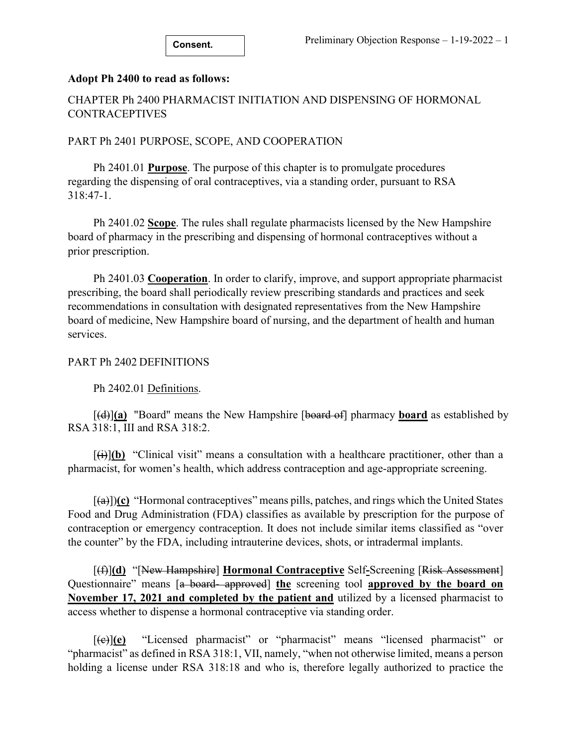**Consent.**

**Adopt Ph 2400 to read as follows:**

CHAPTER Ph 2400 PHARMACIST INITIATION AND DISPENSING OF HORMONAL CONTRACEPTIVES

PART Ph 2401 PURPOSE, SCOPE, AND COOPERATION

Ph 2401.01 **Purpose**. The purpose of this chapter is to promulgate procedures regarding the dispensing of oral contraceptives, via a standing order, pursuant to RSA 318:47-1.

Ph 2401.02 **Scope**. The rules shall regulate pharmacists licensed by the New Hampshire board of pharmacy in the prescribing and dispensing of hormonal contraceptives without a prior prescription.

Ph 2401.03 **Cooperation**. In order to clarify, improve, and support appropriate pharmacist prescribing, the board shall periodically review prescribing standards and practices and seek recommendations in consultation with designated representatives from the New Hampshire board of medicine, New Hampshire board of nursing, and the department of health and human services.

PART Ph 2402 DEFINITIONS

Ph 2402.01 Definitions.

[~~(d)~~]**(a)** "Board" means the New Hampshire [~~board of~~] pharmacy **board** as established by RSA 318:1, III and RSA 318:2.

[~~(i)~~]**(b)** "Clinical visit" means a consultation with a healthcare practitioner, other than a pharmacist, for women's health, which address contraception and age-appropriate screening.

[~~(a)~~])**(c)** "Hormonal contraceptives" means pills, patches, and rings which the United States Food and Drug Administration (FDA) classifies as available by prescription for the purpose of contraception or emergency contraception. It does not include similar items classified as "over the counter" by the FDA, including intrauterine devices, shots, or intradermal implants.

[~~(f)~~]**(d)** "[~~New Hampshire~~] **Hormonal Contraceptive** Self**-**Screening [~~Risk Assessment~~] Questionnaire" means [~~a board- approved~~] **the** screening tool **approved by the board on November 17, 2021 and completed by the patient and** utilized by a licensed pharmacist to access whether to dispense a hormonal contraceptive via standing order.

[~~(c)~~]**(e)** "Licensed pharmacist" or "pharmacist" means "licensed pharmacist" or "pharmacist" as defined in RSA 318:1, VII, namely, "when not otherwise limited, means a person holding a license under RSA 318:18 and who is, therefore legally authorized to practice the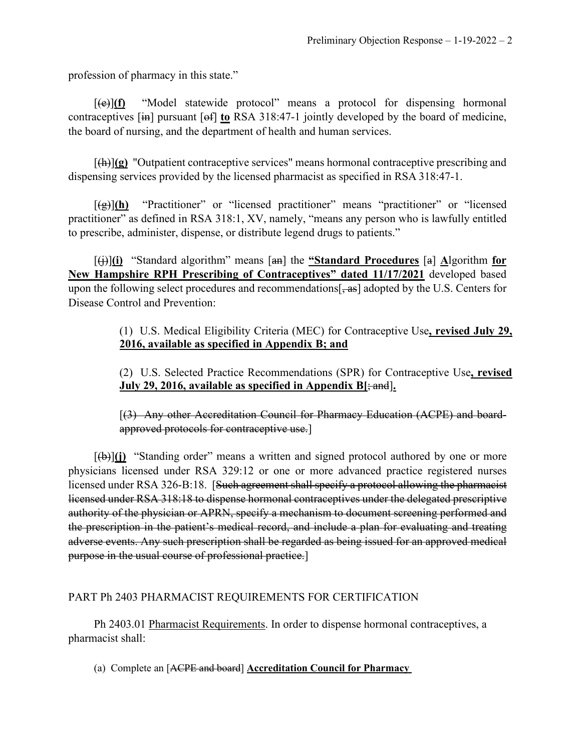profession of pharmacy in this state."

[~~(e)~~]**(f)** "Model statewide protocol" means a protocol for dispensing hormonal contraceptives [~~in~~] pursuant [~~of~~] **to** RSA 318:47-1 jointly developed by the board of medicine, the board of nursing, and the department of health and human services.

[~~(h)~~]**(g)** "Outpatient contraceptive services" means hormonal contraceptive prescribing and dispensing services provided by the licensed pharmacist as specified in RSA 318:47-1.

[~~(g)~~]**(h)** "Practitioner" or "licensed practitioner" means "practitioner" or "licensed practitioner" as defined in RSA 318:1, XV, namely, "means any person who is lawfully entitled to prescribe, administer, dispense, or distribute legend drugs to patients."

[~~(j)~~]**(i)** "Standard algorithm" means [~~an~~] the **"Standard Procedures** [~~a~~] **A**lgorithm **for New Hampshire RPH Prescribing of Contraceptives" dated 11/17/2021** developed based upon the following select procedures and recommendations[~~, as~~] adopted by the U.S. Centers for Disease Control and Prevention:

> (1) U.S. Medical Eligibility Criteria (MEC) for Contraceptive Use**, revised July 29, 2016, available as specified in Appendix B; and**
>
> (2) U.S. Selected Practice Recommendations (SPR) for Contraceptive Use**, revised July 29, 2016, available as specified in Appendix B**[~~; and~~]**.**
>
> [~~(3) Any other Accreditation Council for Pharmacy Education (ACPE) and board-approved protocols for contraceptive use.~~]

[~~(b)~~]**(j)** "Standing order" means a written and signed protocol authored by one or more physicians licensed under RSA 329:12 or one or more advanced practice registered nurses licensed under RSA 326-B:18. [~~Such agreement shall specify a protocol allowing the pharmacist licensed under RSA 318:18 to dispense hormonal contraceptives under the delegated prescriptive authority of the physician or APRN, specify a mechanism to document screening performed and the prescription in the patient's medical record, and include a plan for evaluating and treating adverse events. Any such prescription shall be regarded as being issued for an approved medical purpose in the usual course of professional practice.~~]

PART Ph 2403 PHARMACIST REQUIREMENTS FOR CERTIFICATION

Ph 2403.01 Pharmacist Requirements. In order to dispense hormonal contraceptives, a pharmacist shall:

(a) Complete an [~~ACPE and board~~] **Accreditation Council for Pharmacy**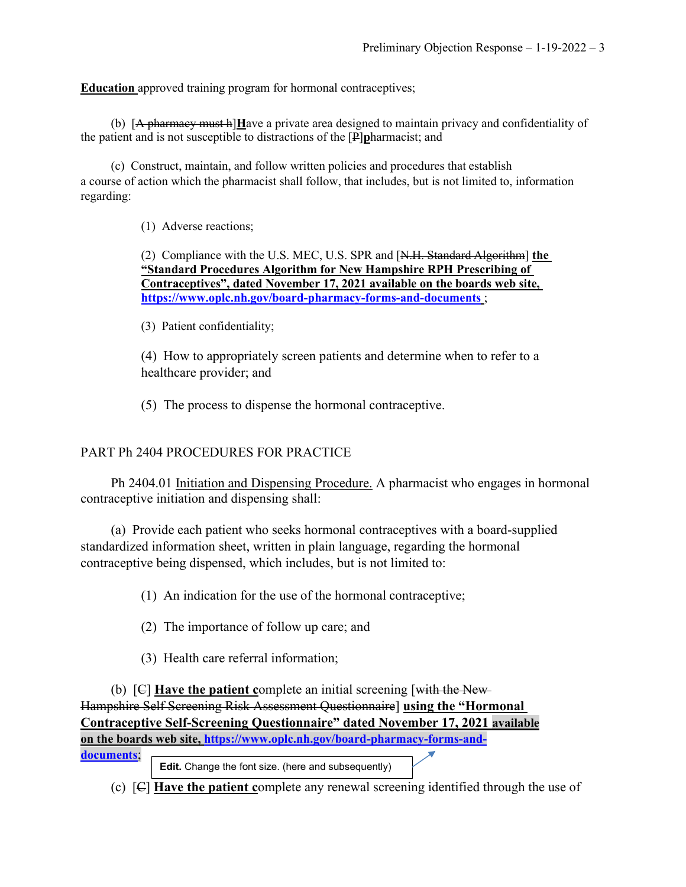**Education** approved training program for hormonal contraceptives;

(b) [~~A pharmacy must h~~]**H**ave a private area designed to maintain privacy and confidentiality of the patient and is not susceptible to distractions of the [~~P~~]**p**harmacist; and

(c) Construct, maintain, and follow written policies and procedures that establish a course of action which the pharmacist shall follow, that includes, but is not limited to, information regarding:

(1) Adverse reactions;

(2) Compliance with the U.S. MEC, U.S. SPR and [~~N.H. Standard Algorithm~~] **the "Standard Procedures Algorithm for New Hampshire RPH Prescribing of Contraceptives", dated November 17, 2021 available on the boards web site, https://www.oplc.nh.gov/board-pharmacy-forms-and-documents** ;

(3) Patient confidentiality;

(4) How to appropriately screen patients and determine when to refer to a healthcare provider; and

(5) The process to dispense the hormonal contraceptive.

PART Ph 2404 PROCEDURES FOR PRACTICE

Ph 2404.01 Initiation and Dispensing Procedure. A pharmacist who engages in hormonal contraceptive initiation and dispensing shall:

(a) Provide each patient who seeks hormonal contraceptives with a board-supplied standardized information sheet, written in plain language, regarding the hormonal contraceptive being dispensed, which includes, but is not limited to:

(1) An indication for the use of the hormonal contraceptive;

(2) The importance of follow up care; and

(3) Health care referral information;

(b) [~~C~~] **Have the patient c**omplete an initial screening [~~with the New Hampshire Self Screening Risk Assessment Questionnaire~~] **using the "Hormonal Contraceptive Self-Screening Questionnaire" dated November 17, 2021 available on the boards web site, https://www.oplc.nh.gov/board-pharmacy-forms-and-documents**;

Edit. Change the font size. (here and subsequently)

(c) [~~C~~] **Have the patient c**omplete any renewal screening identified through the use of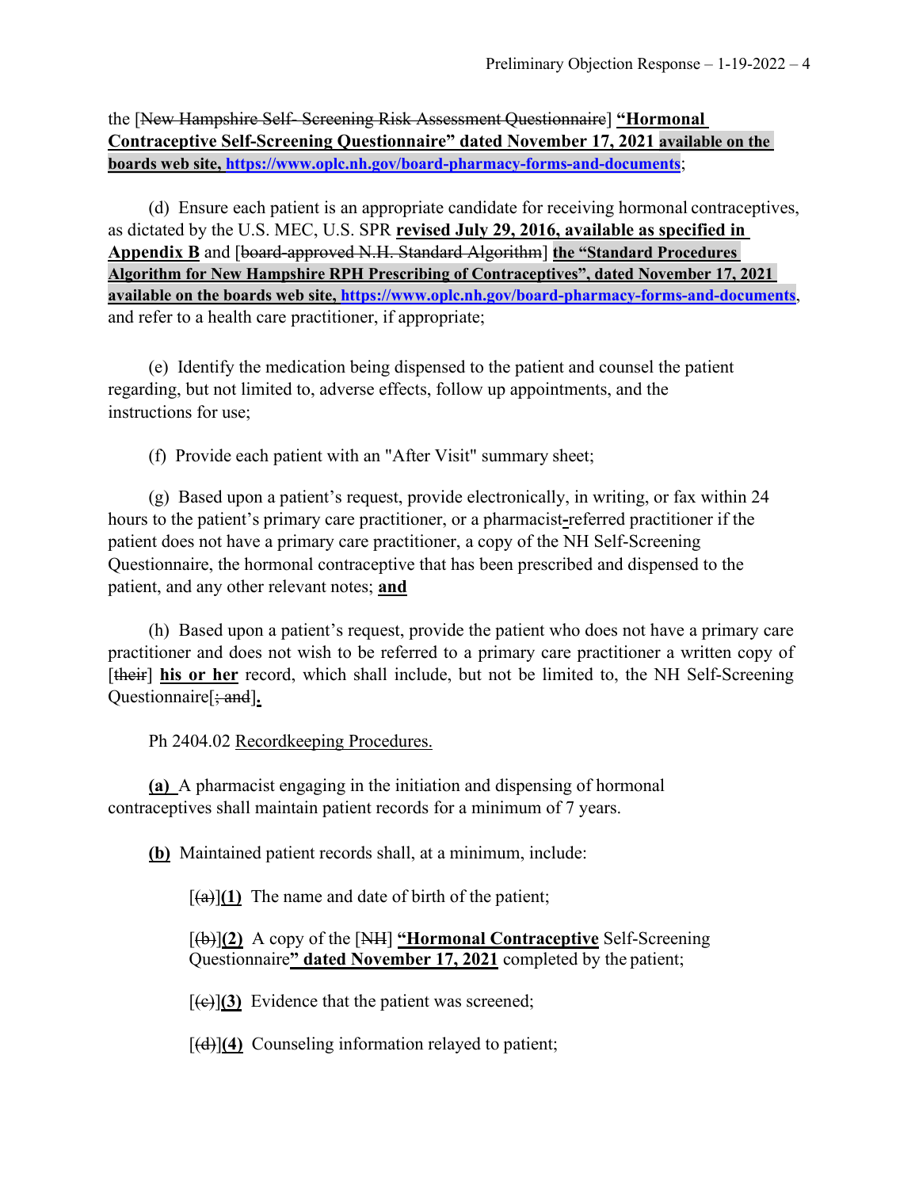the [~~New Hampshire Self- Screening Risk Assessment Questionnaire~~] **<u>"Hormonal Contraceptive Self-Screening Questionnaire" dated November 17, 2021</u>** **<u>available on the boards web site, https://www.oplc.nh.gov/board-pharmacy-forms-and-documents</u>**;

(d) Ensure each patient is an appropriate candidate for receiving hormonal contraceptives, as dictated by the U.S. MEC, U.S. SPR **<u>revised July 29, 2016, available as specified in Appendix B</u>** and [~~board-approved N.H. Standard Algorithm~~] **<u>the "Standard Procedures Algorithm for New Hampshire RPH Prescribing of Contraceptives", dated November 17, 2021 available on the boards web site, https://www.oplc.nh.gov/board-pharmacy-forms-and-documents</u>**, and refer to a health care practitioner, if appropriate;

(e) Identify the medication being dispensed to the patient and counsel the patient regarding, but not limited to, adverse effects, follow up appointments, and the instructions for use;

(f) Provide each patient with an "After Visit" summary sheet;

(g) Based upon a patient's request, provide electronically, in writing, or fax within 24 hours to the patient's primary care practitioner, or a pharmacist**<u>-</u>**referred practitioner if the patient does not have a primary care practitioner, a copy of the NH Self-Screening Questionnaire, the hormonal contraceptive that has been prescribed and dispensed to the patient, and any other relevant notes; **<u>and</u>**

(h) Based upon a patient's request, provide the patient who does not have a primary care practitioner and does not wish to be referred to a primary care practitioner a written copy of [~~their~~] **<u>his or her</u>** record, which shall include, but not be limited to, the NH Self-Screening Questionnaire[~~; and~~]**<u>.</u>**

Ph 2404.02 <u>Recordkeeping Procedures.</u>

**<u>(a)</u>** A pharmacist engaging in the initiation and dispensing of hormonal contraceptives shall maintain patient records for a minimum of 7 years.

**<u>(b)</u>** Maintained patient records shall, at a minimum, include:

[~~(a)~~]**<u>(1)</u>** The name and date of birth of the patient;

[~~(b)~~]**<u>(2)</u>** A copy of the [~~NH~~] **<u>"Hormonal Contraceptive</u>** Self-Screening Questionnaire**<u>" dated November 17, 2021</u>** completed by the patient;

[~~(c)~~]**<u>(3)</u>** Evidence that the patient was screened;

[~~(d)~~]**<u>(4)</u>** Counseling information relayed to patient;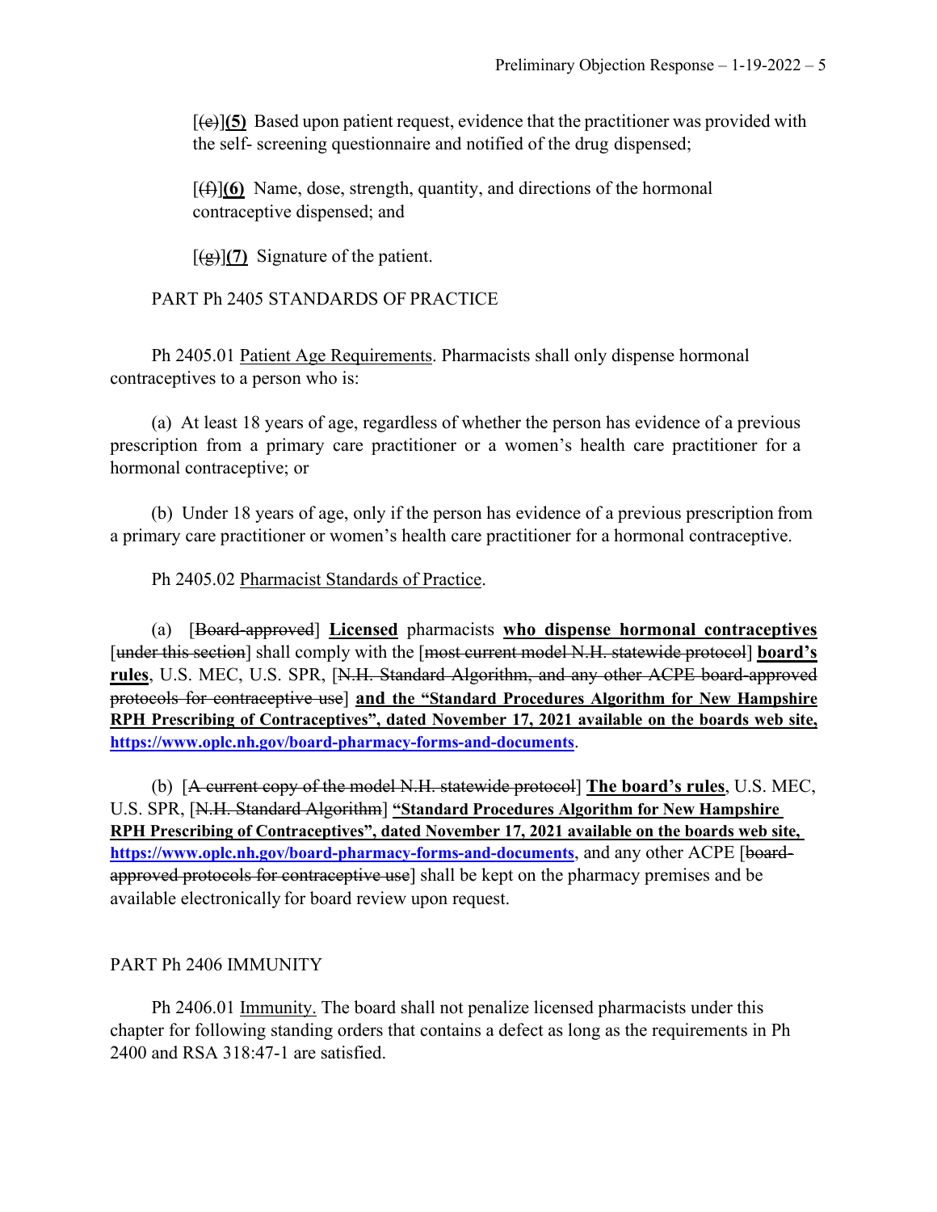[~~(e)~~]**(5)** Based upon patient request, evidence that the practitioner was provided with the self- screening questionnaire and notified of the drug dispensed;

[~~(f)~~]**(6)** Name, dose, strength, quantity, and directions of the hormonal contraceptive dispensed; and

[~~(g)~~]**(7)** Signature of the patient.

PART Ph 2405 STANDARDS OF PRACTICE

Ph 2405.01 Patient Age Requirements. Pharmacists shall only dispense hormonal contraceptives to a person who is:

(a) At least 18 years of age, regardless of whether the person has evidence of a previous prescription from a primary care practitioner or a women's health care practitioner for a hormonal contraceptive; or

(b) Under 18 years of age, only if the person has evidence of a previous prescription from a primary care practitioner or women's health care practitioner for a hormonal contraceptive.

Ph 2405.02 Pharmacist Standards of Practice.

(a) [~~Board-approved~~] **Licensed** pharmacists **who dispense hormonal contraceptives** [~~under this section~~] shall comply with the [~~most current model N.H. statewide protocol~~] **board's rules**, U.S. MEC, U.S. SPR, [~~N.H. Standard Algorithm, and any other ACPE board-approved protocols for contraceptive use~~] **and the "Standard Procedures Algorithm for New Hampshire RPH Prescribing of Contraceptives", dated November 17, 2021 available on the boards web site, https://www.oplc.nh.gov/board-pharmacy-forms-and-documents**.

(b) [~~A current copy of the model N.H. statewide protocol~~] **The board's rules**, U.S. MEC, U.S. SPR, [~~N.H. Standard Algorithm~~] **"Standard Procedures Algorithm for New Hampshire RPH Prescribing of Contraceptives", dated November 17, 2021 available on the boards web site, https://www.oplc.nh.gov/board-pharmacy-forms-and-documents**, and any other ACPE [~~board-approved protocols for contraceptive use~~] shall be kept on the pharmacy premises and be available electronically for board review upon request.

PART Ph 2406 IMMUNITY

Ph 2406.01 Immunity. The board shall not penalize licensed pharmacists under this chapter for following standing orders that contains a defect as long as the requirements in Ph 2400 and RSA 318:47-1 are satisfied.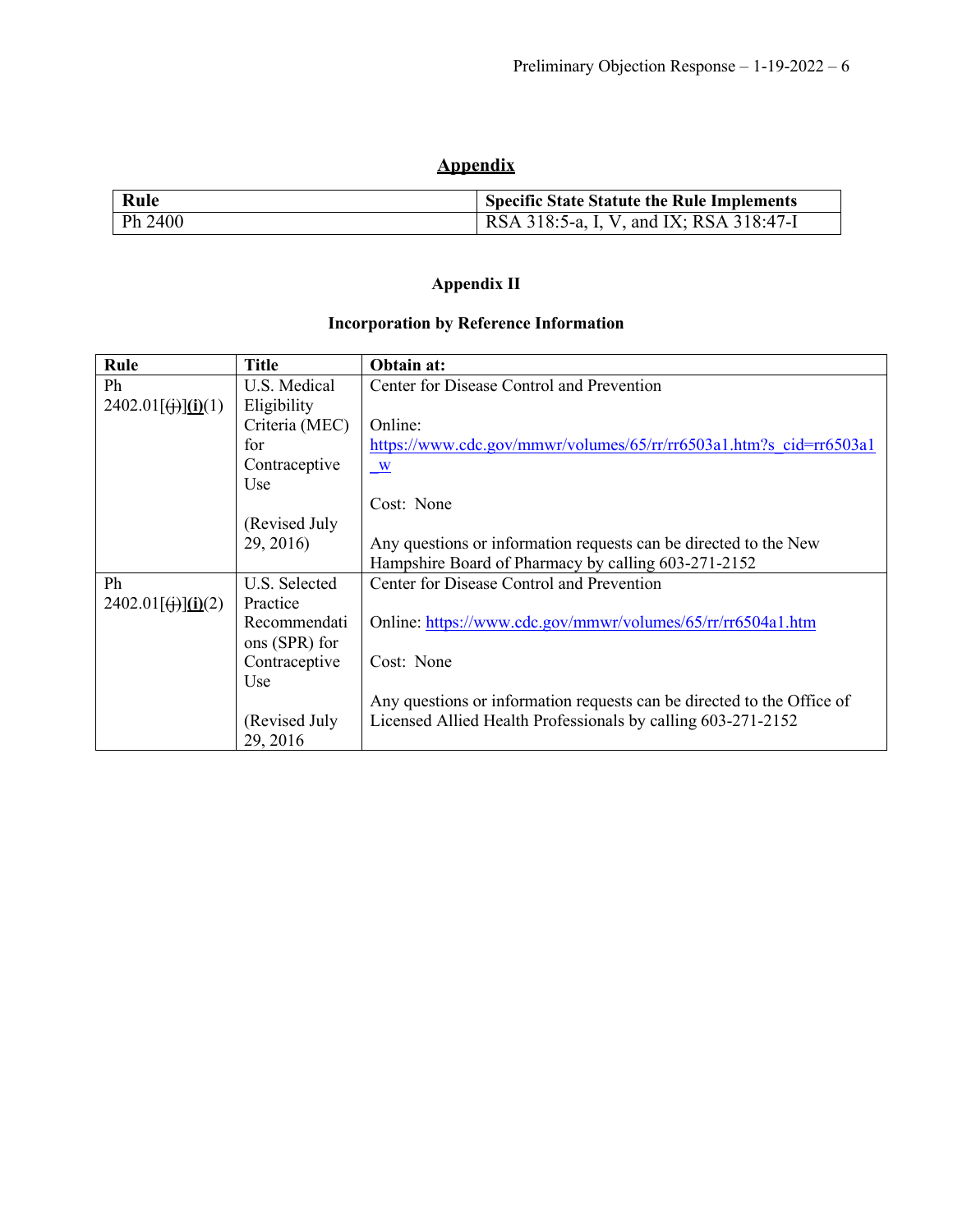## Appendix

| Rule | Specific State Statute the Rule Implements |
|---|---|
| Ph 2400 | RSA 318:5-a, I, V, and IX; RSA 318:47-I |

### Appendix II

### Incorporation by Reference Information

| Rule | Title | Obtain at: |
|---|---|---|
| Ph 2402.01[~~(j)~~]**(i)**(1) | U.S. Medical Eligibility Criteria (MEC) for Contraceptive Use<br><br>(Revised July 29, 2016) | Center for Disease Control and Prevention<br><br>Online: https://www.cdc.gov/mmwr/volumes/65/rr/rr6503a1.htm?s_cid=rr6503a1_w<br><br>Cost: None<br><br>Any questions or information requests can be directed to the New Hampshire Board of Pharmacy by calling 603-271-2152 |
| Ph 2402.01[~~(j)~~]**(i)**(2) | U.S. Selected Practice Recommendations (SPR) for Contraceptive Use<br><br>(Revised July 29, 2016 | Center for Disease Control and Prevention<br><br>Online: https://www.cdc.gov/mmwr/volumes/65/rr/rr6504a1.htm<br><br>Cost: None<br><br>Any questions or information requests can be directed to the Office of Licensed Allied Health Professionals by calling 603-271-2152 |